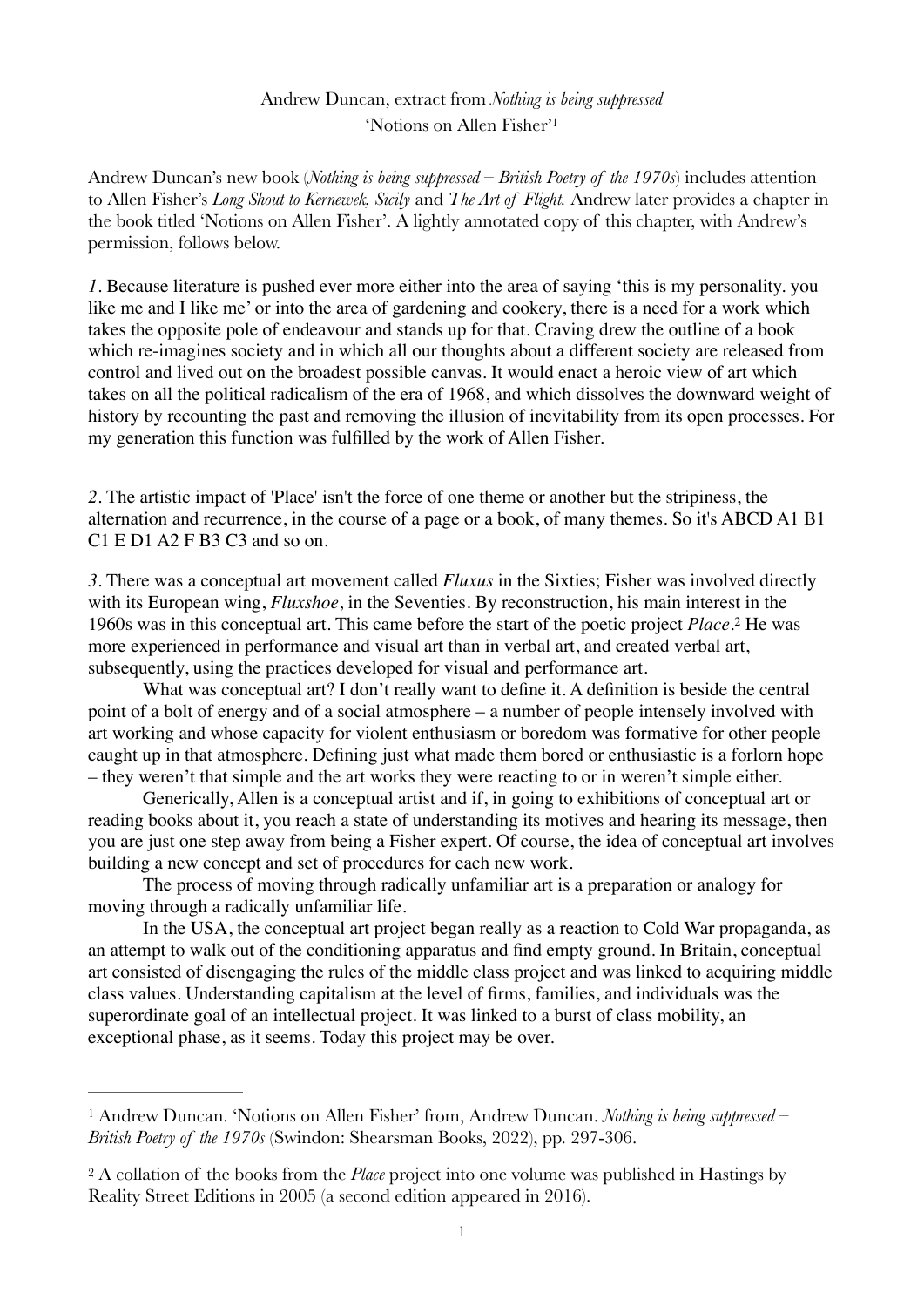Andrew Duncan, extract from *Nothing is being suppressed*
'Notions on Allen Fisher'[1]

Andrew Duncan's new book (*Nothing is being suppressed – British Poetry of the 1970s*) includes attention to Allen Fisher's *Long Shout to Kernewek, Sicily* and *The Art of Flight.* Andrew later provides a chapter in the book titled 'Notions on Allen Fisher'. A lightly annotated copy of this chapter, with Andrew's permission, follows below.

*1*. Because literature is pushed ever more either into the area of saying 'this is my personality. you like me and I like me' or into the area of gardening and cookery, there is a need for a work which takes the opposite pole of endeavour and stands up for that. Craving drew the outline of a book which re-imagines society and in which all our thoughts about a different society are released from control and lived out on the broadest possible canvas. It would enact a heroic view of art which takes on all the political radicalism of the era of 1968, and which dissolves the downward weight of history by recounting the past and removing the illusion of inevitability from its open processes. For my generation this function was fulfilled by the work of Allen Fisher.

*2*. The artistic impact of 'Place' isn't the force of one theme or another but the stripiness, the alternation and recurrence, in the course of a page or a book, of many themes. So it's ABCD A1 B1 C1 E D1 A2 F B3 C3 and so on.

*3*. There was a conceptual art movement called *Fluxus* in the Sixties; Fisher was involved directly with its European wing, *Fluxshoe*, in the Seventies. By reconstruction, his main interest in the 1960s was in this conceptual art. This came before the start of the poetic project *Place*.[2] He was more experienced in performance and visual art than in verbal art, and created verbal art, subsequently, using the practices developed for visual and performance art.

What was conceptual art? I don't really want to define it. A definition is beside the central point of a bolt of energy and of a social atmosphere – a number of people intensely involved with art working and whose capacity for violent enthusiasm or boredom was formative for other people caught up in that atmosphere. Defining just what made them bored or enthusiastic is a forlorn hope – they weren't that simple and the art works they were reacting to or in weren't simple either.

Generically, Allen is a conceptual artist and if, in going to exhibitions of conceptual art or reading books about it, you reach a state of understanding its motives and hearing its message, then you are just one step away from being a Fisher expert. Of course, the idea of conceptual art involves building a new concept and set of procedures for each new work.

The process of moving through radically unfamiliar art is a preparation or analogy for moving through a radically unfamiliar life.

In the USA, the conceptual art project began really as a reaction to Cold War propaganda, as an attempt to walk out of the conditioning apparatus and find empty ground. In Britain, conceptual art consisted of disengaging the rules of the middle class project and was linked to acquiring middle class values. Understanding capitalism at the level of firms, families, and individuals was the superordinate goal of an intellectual project. It was linked to a burst of class mobility, an exceptional phase, as it seems. Today this project may be over.

---

[1] Andrew Duncan. 'Notions on Allen Fisher' from, Andrew Duncan. *Nothing is being suppressed – British Poetry of the 1970s* (Swindon: Shearsman Books, 2022), pp. 297-306.

[2] A collation of the books from the *Place* project into one volume was published in Hastings by Reality Street Editions in 2005 (a second edition appeared in 2016).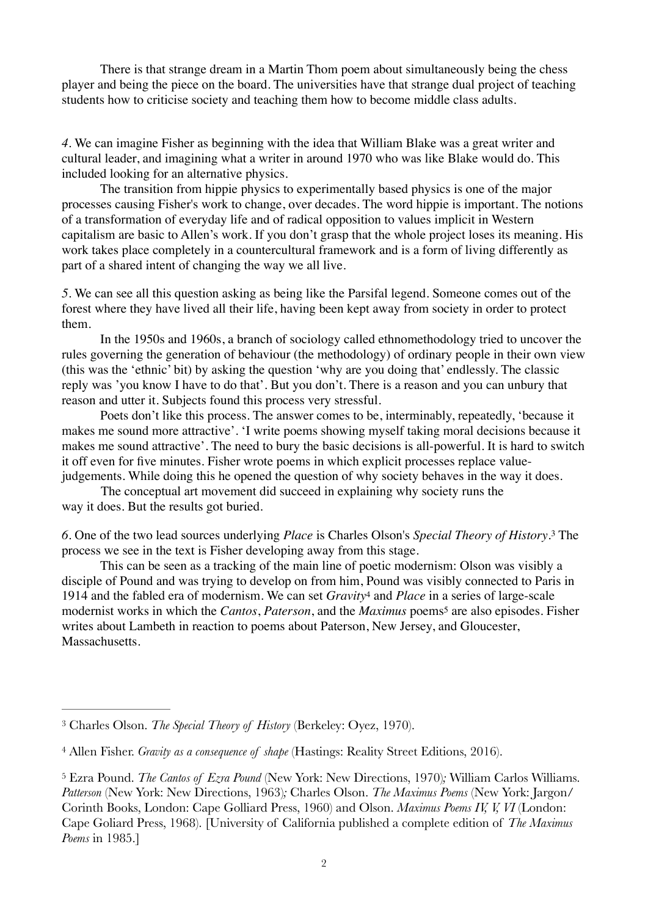There is that strange dream in a Martin Thom poem about simultaneously being the chess player and being the piece on the board. The universities have that strange dual project of teaching students how to criticise society and teaching them how to become middle class adults.

*4*. We can imagine Fisher as beginning with the idea that William Blake was a great writer and cultural leader, and imagining what a writer in around 1970 who was like Blake would do. This included looking for an alternative physics.

The transition from hippie physics to experimentally based physics is one of the major processes causing Fisher's work to change, over decades. The word hippie is important. The notions of a transformation of everyday life and of radical opposition to values implicit in Western capitalism are basic to Allen's work. If you don't grasp that the whole project loses its meaning. His work takes place completely in a countercultural framework and is a form of living differently as part of a shared intent of changing the way we all live.

*5*. We can see all this question asking as being like the Parsifal legend. Someone comes out of the forest where they have lived all their life, having been kept away from society in order to protect them.

In the 1950s and 1960s, a branch of sociology called ethnomethodology tried to uncover the rules governing the generation of behaviour (the methodology) of ordinary people in their own view (this was the 'ethnic' bit) by asking the question 'why are you doing that' endlessly. The classic reply was 'you know I have to do that'. But you don't. There is a reason and you can unbury that reason and utter it. Subjects found this process very stressful.

Poets don't like this process. The answer comes to be, interminably, repeatedly, 'because it makes me sound more attractive'. 'I write poems showing myself taking moral decisions because it makes me sound attractive'. The need to bury the basic decisions is all-powerful. It is hard to switch it off even for five minutes. Fisher wrote poems in which explicit processes replace value-judgements. While doing this he opened the question of why society behaves in the way it does.

The conceptual art movement did succeed in explaining why society runs the way it does. But the results got buried.

*6*. One of the two lead sources underlying *Place* is Charles Olson's *Special Theory of History*.[3] The process we see in the text is Fisher developing away from this stage.

This can be seen as a tracking of the main line of poetic modernism: Olson was visibly a disciple of Pound and was trying to develop on from him, Pound was visibly connected to Paris in 1914 and the fabled era of modernism. We can set *Gravity*[4] and *Place* in a series of large-scale modernist works in which the *Cantos*, *Paterson*, and the *Maximus* poems[5] are also episodes. Fisher writes about Lambeth in reaction to poems about Paterson, New Jersey, and Gloucester, Massachusetts.

---

[3] Charles Olson. *The Special Theory of History* (Berkeley: Oyez, 1970).

[4] Allen Fisher. *Gravity as a consequence of shape* (Hastings: Reality Street Editions, 2016).

[5] Ezra Pound. *The Cantos of Ezra Pound* (New York: New Directions, 1970); William Carlos Williams. *Patterson* (New York: New Directions, 1963); Charles Olson. *The Maximus Poems* (New York: Jargon/Corinth Books, London: Cape Golliard Press, 1960) and Olson. *Maximus Poems IV, V, VI* (London: Cape Goliard Press, 1968). [University of California published a complete edition of *The Maximus Poems* in 1985.]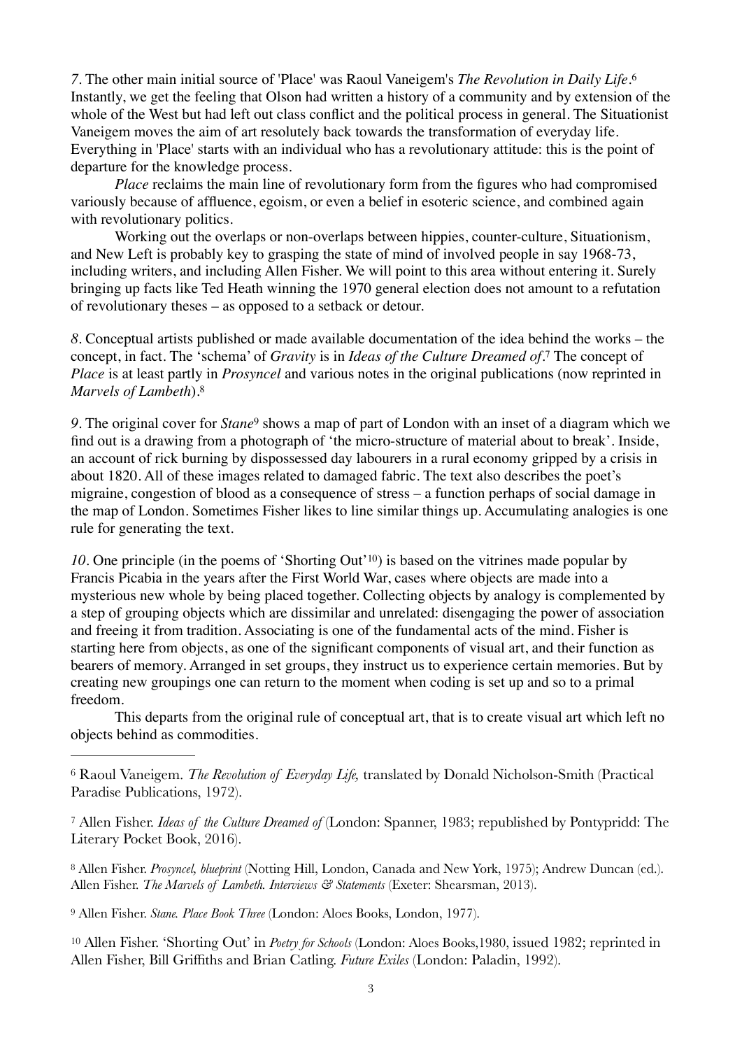*7*. The other main initial source of 'Place' was Raoul Vaneigem's *The Revolution in Daily Life*.[6] Instantly, we get the feeling that Olson had written a history of a community and by extension of the whole of the West but had left out class conflict and the political process in general. The Situationist Vaneigem moves the aim of art resolutely back towards the transformation of everyday life. Everything in 'Place' starts with an individual who has a revolutionary attitude: this is the point of departure for the knowledge process.

*Place* reclaims the main line of revolutionary form from the figures who had compromised variously because of affluence, egoism, or even a belief in esoteric science, and combined again with revolutionary politics.

Working out the overlaps or non-overlaps between hippies, counter-culture, Situationism, and New Left is probably key to grasping the state of mind of involved people in say 1968-73, including writers, and including Allen Fisher. We will point to this area without entering it. Surely bringing up facts like Ted Heath winning the 1970 general election does not amount to a refutation of revolutionary theses – as opposed to a setback or detour.

*8*. Conceptual artists published or made available documentation of the idea behind the works – the concept, in fact. The 'schema' of *Gravity* is in *Ideas of the Culture Dreamed of*.[7] The concept of *Place* is at least partly in *Prosyncel* and various notes in the original publications (now reprinted in *Marvels of Lambeth*).[8]

*9*. The original cover for *Stane*[9] shows a map of part of London with an inset of a diagram which we find out is a drawing from a photograph of 'the micro-structure of material about to break'. Inside, an account of rick burning by dispossessed day labourers in a rural economy gripped by a crisis in about 1820. All of these images related to damaged fabric. The text also describes the poet's migraine, congestion of blood as a consequence of stress – a function perhaps of social damage in the map of London. Sometimes Fisher likes to line similar things up. Accumulating analogies is one rule for generating the text.

*10*. One principle (in the poems of 'Shorting Out'[10]) is based on the vitrines made popular by Francis Picabia in the years after the First World War, cases where objects are made into a mysterious new whole by being placed together. Collecting objects by analogy is complemented by a step of grouping objects which are dissimilar and unrelated: disengaging the power of association and freeing it from tradition. Associating is one of the fundamental acts of the mind. Fisher is starting here from objects, as one of the significant components of visual art, and their function as bearers of memory. Arranged in set groups, they instruct us to experience certain memories. But by creating new groupings one can return to the moment when coding is set up and so to a primal freedom.

This departs from the original rule of conceptual art, that is to create visual art which left no objects behind as commodities.

---

[6] Raoul Vaneigem. *The Revolution of Everyday Life,* translated by Donald Nicholson-Smith (Practical Paradise Publications, 1972).

[7] Allen Fisher. *Ideas of the Culture Dreamed of* (London: Spanner, 1983; republished by Pontypridd: The Literary Pocket Book, 2016).

[8] Allen Fisher. *Prosyncel, blueprint* (Notting Hill, London, Canada and New York, 1975); Andrew Duncan (ed.). Allen Fisher. *The Marvels of Lambeth. Interviews & Statements* (Exeter: Shearsman, 2013).

[9] Allen Fisher. *Stane. Place Book Three* (London: Aloes Books, London, 1977).

[10] Allen Fisher. 'Shorting Out' in *Poetry for Schools* (London: Aloes Books,1980, issued 1982; reprinted in Allen Fisher, Bill Griffiths and Brian Catling. *Future Exiles* (London: Paladin, 1992).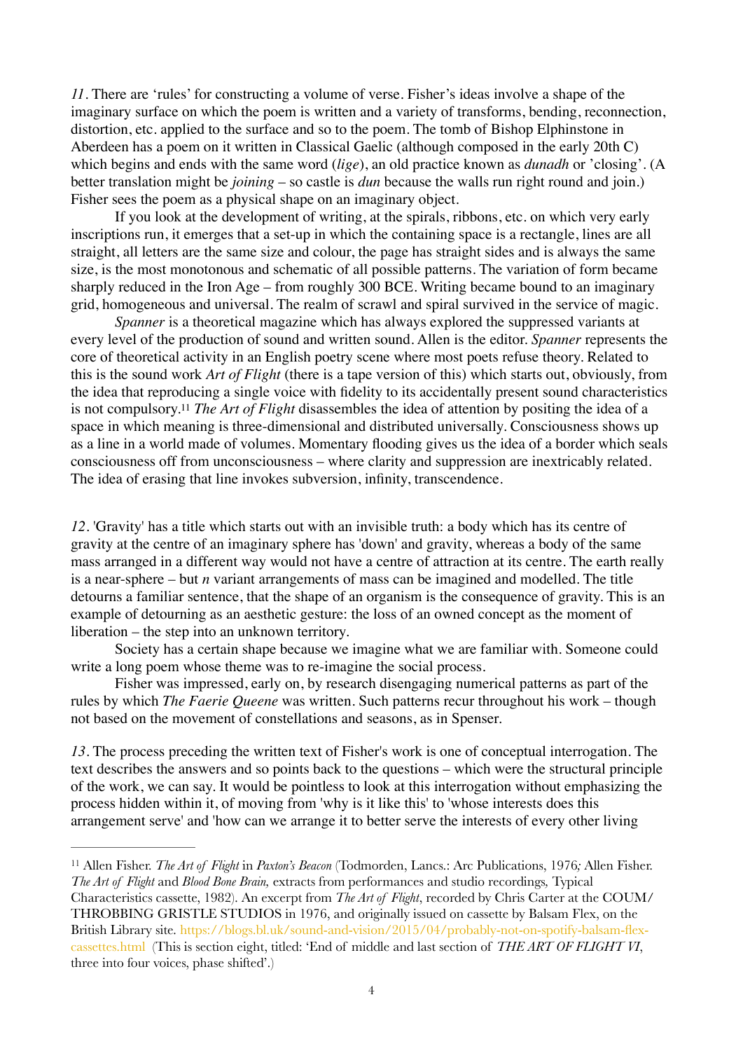*11*. There are 'rules' for constructing a volume of verse. Fisher's ideas involve a shape of the imaginary surface on which the poem is written and a variety of transforms, bending, reconnection, distortion, etc. applied to the surface and so to the poem. The tomb of Bishop Elphinstone in Aberdeen has a poem on it written in Classical Gaelic (although composed in the early 20th C) which begins and ends with the same word (*lige*), an old practice known as *dunadh* or 'closing'. (A better translation might be *joining* – so castle is *dun* because the walls run right round and join.) Fisher sees the poem as a physical shape on an imaginary object.

If you look at the development of writing, at the spirals, ribbons, etc. on which very early inscriptions run, it emerges that a set-up in which the containing space is a rectangle, lines are all straight, all letters are the same size and colour, the page has straight sides and is always the same size, is the most monotonous and schematic of all possible patterns. The variation of form became sharply reduced in the Iron Age – from roughly 300 BCE. Writing became bound to an imaginary grid, homogeneous and universal. The realm of scrawl and spiral survived in the service of magic.

*Spanner* is a theoretical magazine which has always explored the suppressed variants at every level of the production of sound and written sound. Allen is the editor. *Spanner* represents the core of theoretical activity in an English poetry scene where most poets refuse theory. Related to this is the sound work *Art of Flight* (there is a tape version of this) which starts out, obviously, from the idea that reproducing a single voice with fidelity to its accidentally present sound characteristics is not compulsory.[11] *The Art of Flight* disassembles the idea of attention by positing the idea of a space in which meaning is three-dimensional and distributed universally. Consciousness shows up as a line in a world made of volumes. Momentary flooding gives us the idea of a border which seals consciousness off from unconsciousness – where clarity and suppression are inextricably related. The idea of erasing that line invokes subversion, infinity, transcendence.

*12*. 'Gravity' has a title which starts out with an invisible truth: a body which has its centre of gravity at the centre of an imaginary sphere has 'down' and gravity, whereas a body of the same mass arranged in a different way would not have a centre of attraction at its centre. The earth really is a near-sphere – but *n* variant arrangements of mass can be imagined and modelled. The title detourns a familiar sentence, that the shape of an organism is the consequence of gravity. This is an example of detourning as an aesthetic gesture: the loss of an owned concept as the moment of liberation – the step into an unknown territory.

Society has a certain shape because we imagine what we are familiar with. Someone could write a long poem whose theme was to re-imagine the social process.

Fisher was impressed, early on, by research disengaging numerical patterns as part of the rules by which *The Faerie Queene* was written. Such patterns recur throughout his work – though not based on the movement of constellations and seasons, as in Spenser.

*13*. The process preceding the written text of Fisher's work is one of conceptual interrogation. The text describes the answers and so points back to the questions – which were the structural principle of the work, we can say. It would be pointless to look at this interrogation without emphasizing the process hidden within it, of moving from 'why is it like this' to 'whose interests does this arrangement serve' and 'how can we arrange it to better serve the interests of every other living

---

[11] Allen Fisher. *The Art of Flight* in *Paxton's Beacon* (Todmorden, Lancs.: Arc Publications, 1976*;* Allen Fisher. *The Art of Flight* and *Blood Bone Brain,* extracts from performances and studio recordings, Typical Characteristics cassette, 1982). An excerpt from *The Art of Flight*, recorded by Chris Carter at the COUM/THROBBING GRISTLE STUDIOS in 1976, and originally issued on cassette by Balsam Flex, on the British Library site. https://blogs.bl.uk/sound-and-vision/2015/04/probably-not-on-spotify-balsam-flex-cassettes.html (This is section eight, titled: 'End of middle and last section of *THE ART OF FLIGHT VI*, three into four voices, phase shifted'.)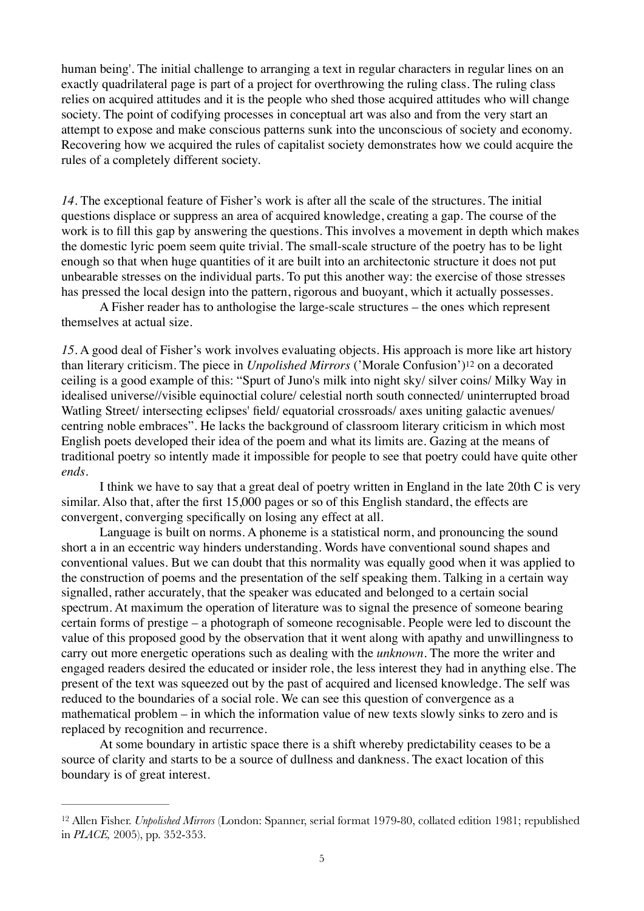human being'. The initial challenge to arranging a text in regular characters in regular lines on an exactly quadrilateral page is part of a project for overthrowing the ruling class. The ruling class relies on acquired attitudes and it is the people who shed those acquired attitudes who will change society. The point of codifying processes in conceptual art was also and from the very start an attempt to expose and make conscious patterns sunk into the unconscious of society and economy. Recovering how we acquired the rules of capitalist society demonstrates how we could acquire the rules of a completely different society.

*14*. The exceptional feature of Fisher's work is after all the scale of the structures. The initial questions displace or suppress an area of acquired knowledge, creating a gap. The course of the work is to fill this gap by answering the questions. This involves a movement in depth which makes the domestic lyric poem seem quite trivial. The small-scale structure of the poetry has to be light enough so that when huge quantities of it are built into an architectonic structure it does not put unbearable stresses on the individual parts. To put this another way: the exercise of those stresses has pressed the local design into the pattern, rigorous and buoyant, which it actually possesses.

A Fisher reader has to anthologise the large-scale structures – the ones which represent themselves at actual size.

*15*. A good deal of Fisher's work involves evaluating objects. His approach is more like art history than literary criticism. The piece in *Unpolished Mirrors* ('Morale Confusion')[12] on a decorated ceiling is a good example of this: "Spurt of Juno's milk into night sky/ silver coins/ Milky Way in idealised universe//visible equinoctial colure/ celestial north south connected/ uninterrupted broad Watling Street/ intersecting eclipses' field/ equatorial crossroads/ axes uniting galactic avenues/ centring noble embraces". He lacks the background of classroom literary criticism in which most English poets developed their idea of the poem and what its limits are. Gazing at the means of traditional poetry so intently made it impossible for people to see that poetry could have quite other *ends*.

I think we have to say that a great deal of poetry written in England in the late 20th C is very similar. Also that, after the first 15,000 pages or so of this English standard, the effects are convergent, converging specifically on losing any effect at all.

Language is built on norms. A phoneme is a statistical norm, and pronouncing the sound short a in an eccentric way hinders understanding. Words have conventional sound shapes and conventional values. But we can doubt that this normality was equally good when it was applied to the construction of poems and the presentation of the self speaking them. Talking in a certain way signalled, rather accurately, that the speaker was educated and belonged to a certain social spectrum. At maximum the operation of literature was to signal the presence of someone bearing certain forms of prestige – a photograph of someone recognisable. People were led to discount the value of this proposed good by the observation that it went along with apathy and unwillingness to carry out more energetic operations such as dealing with the *unknown*. The more the writer and engaged readers desired the educated or insider role, the less interest they had in anything else. The present of the text was squeezed out by the past of acquired and licensed knowledge. The self was reduced to the boundaries of a social role. We can see this question of convergence as a mathematical problem – in which the information value of new texts slowly sinks to zero and is replaced by recognition and recurrence.

At some boundary in artistic space there is a shift whereby predictability ceases to be a source of clarity and starts to be a source of dullness and dankness. The exact location of this boundary is of great interest.

---

[12] Allen Fisher. *Unpolished Mirrors* (London: Spanner, serial format 1979-80, collated edition 1981; republished in *PLACE,* 2005), pp. 352-353.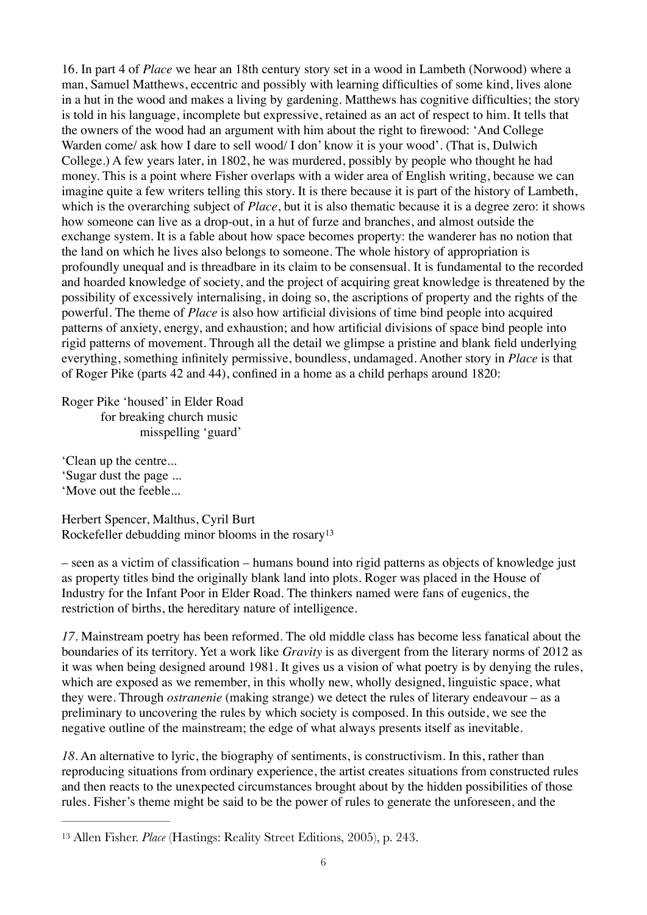16. In part 4 of *Place* we hear an 18th century story set in a wood in Lambeth (Norwood) where a man, Samuel Matthews, eccentric and possibly with learning difficulties of some kind, lives alone in a hut in the wood and makes a living by gardening. Matthews has cognitive difficulties; the story is told in his language, incomplete but expressive, retained as an act of respect to him. It tells that the owners of the wood had an argument with him about the right to firewood: 'And College Warden come/ ask how I dare to sell wood/ I don' know it is your wood'. (That is, Dulwich College.) A few years later, in 1802, he was murdered, possibly by people who thought he had money. This is a point where Fisher overlaps with a wider area of English writing, because we can imagine quite a few writers telling this story. It is there because it is part of the history of Lambeth, which is the overarching subject of *Place*, but it is also thematic because it is a degree zero: it shows how someone can live as a drop-out, in a hut of furze and branches, and almost outside the exchange system. It is a fable about how space becomes property: the wanderer has no notion that the land on which he lives also belongs to someone. The whole history of appropriation is profoundly unequal and is threadbare in its claim to be consensual. It is fundamental to the recorded and hoarded knowledge of society, and the project of acquiring great knowledge is threatened by the possibility of excessively internalising, in doing so, the ascriptions of property and the rights of the powerful. The theme of *Place* is also how artificial divisions of time bind people into acquired patterns of anxiety, energy, and exhaustion; and how artificial divisions of space bind people into rigid patterns of movement. Through all the detail we glimpse a pristine and blank field underlying everything, something infinitely permissive, boundless, undamaged. Another story in *Place* is that of Roger Pike (parts 42 and 44), confined in a home as a child perhaps around 1820:

Roger Pike 'housed' in Elder Road
        for breaking church music
                misspelling 'guard'

'Clean up the centre...
'Sugar dust the page ...
'Move out the feeble...

Herbert Spencer, Malthus, Cyril Burt
Rockefeller debudding minor blooms in the rosary[13]

– seen as a victim of classification – humans bound into rigid patterns as objects of knowledge just as property titles bind the originally blank land into plots. Roger was placed in the House of Industry for the Infant Poor in Elder Road. The thinkers named were fans of eugenics, the restriction of births, the hereditary nature of intelligence.

*17*. Mainstream poetry has been reformed. The old middle class has become less fanatical about the boundaries of its territory. Yet a work like *Gravity* is as divergent from the literary norms of 2012 as it was when being designed around 1981. It gives us a vision of what poetry is by denying the rules, which are exposed as we remember, in this wholly new, wholly designed, linguistic space, what they were. Through *ostranenie* (making strange) we detect the rules of literary endeavour – as a preliminary to uncovering the rules by which society is composed. In this outside, we see the negative outline of the mainstream; the edge of what always presents itself as inevitable.

*18*. An alternative to lyric, the biography of sentiments, is constructivism. In this, rather than reproducing situations from ordinary experience, the artist creates situations from constructed rules and then reacts to the unexpected circumstances brought about by the hidden possibilities of those rules. Fisher's theme might be said to be the power of rules to generate the unforeseen, and the

---

[13] Allen Fisher. *Place* (Hastings: Reality Street Editions, 2005), p. 243.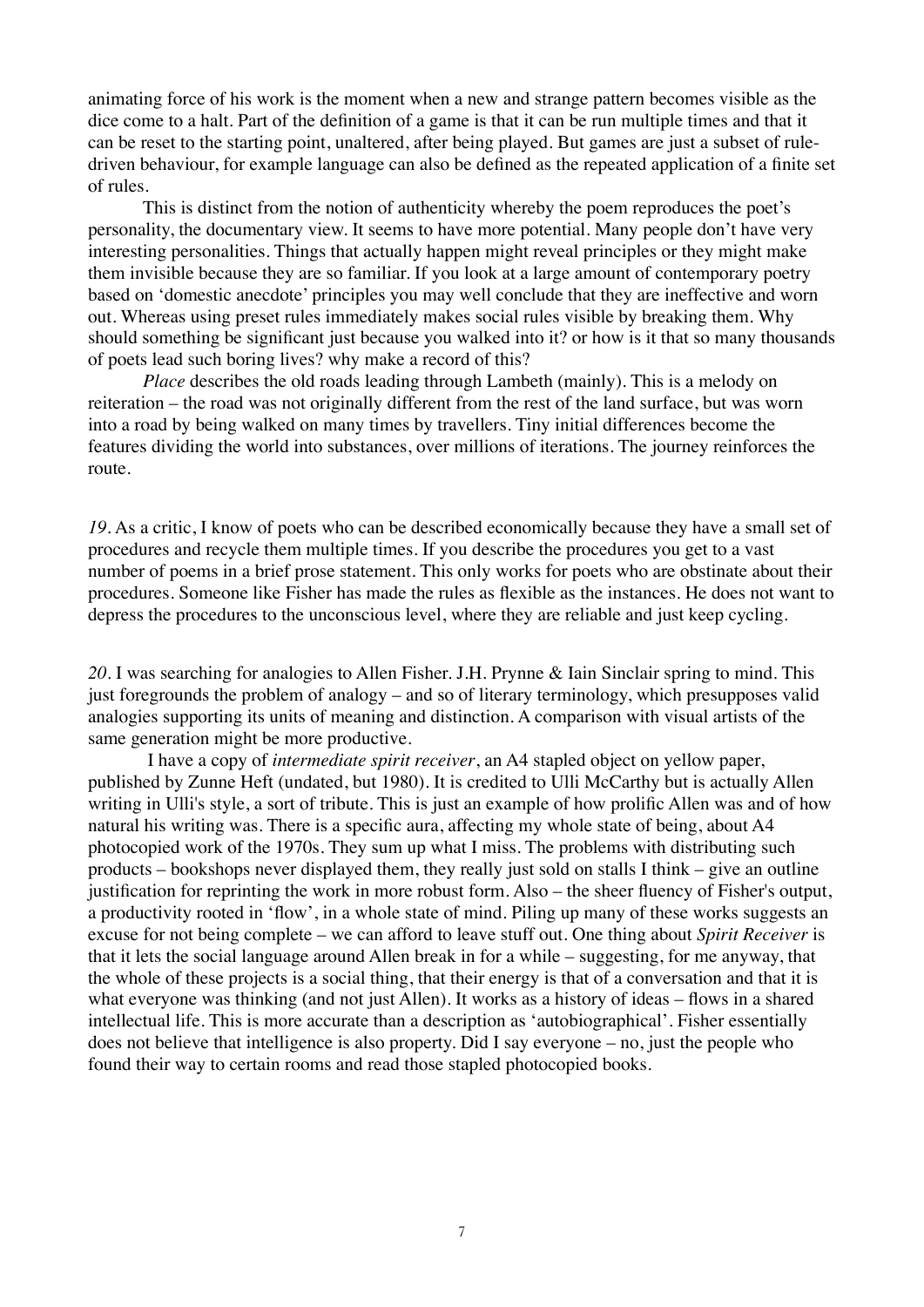animating force of his work is the moment when a new and strange pattern becomes visible as the dice come to a halt. Part of the definition of a game is that it can be run multiple times and that it can be reset to the starting point, unaltered, after being played. But games are just a subset of rule-driven behaviour, for example language can also be defined as the repeated application of a finite set of rules.

This is distinct from the notion of authenticity whereby the poem reproduces the poet's personality, the documentary view. It seems to have more potential. Many people don't have very interesting personalities. Things that actually happen might reveal principles or they might make them invisible because they are so familiar. If you look at a large amount of contemporary poetry based on 'domestic anecdote' principles you may well conclude that they are ineffective and worn out. Whereas using preset rules immediately makes social rules visible by breaking them. Why should something be significant just because you walked into it? or how is it that so many thousands of poets lead such boring lives? why make a record of this?

*Place* describes the old roads leading through Lambeth (mainly). This is a melody on reiteration – the road was not originally different from the rest of the land surface, but was worn into a road by being walked on many times by travellers. Tiny initial differences become the features dividing the world into substances, over millions of iterations. The journey reinforces the route.

*19*. As a critic, I know of poets who can be described economically because they have a small set of procedures and recycle them multiple times. If you describe the procedures you get to a vast number of poems in a brief prose statement. This only works for poets who are obstinate about their procedures. Someone like Fisher has made the rules as flexible as the instances. He does not want to depress the procedures to the unconscious level, where they are reliable and just keep cycling.

*20*. I was searching for analogies to Allen Fisher. J.H. Prynne & Iain Sinclair spring to mind. This just foregrounds the problem of analogy – and so of literary terminology, which presupposes valid analogies supporting its units of meaning and distinction. A comparison with visual artists of the same generation might be more productive.

I have a copy of *intermediate spirit receiver*, an A4 stapled object on yellow paper, published by Zunne Heft (undated, but 1980). It is credited to Ulli McCarthy but is actually Allen writing in Ulli's style, a sort of tribute. This is just an example of how prolific Allen was and of how natural his writing was. There is a specific aura, affecting my whole state of being, about A4 photocopied work of the 1970s. They sum up what I miss. The problems with distributing such products – bookshops never displayed them, they really just sold on stalls I think – give an outline justification for reprinting the work in more robust form. Also – the sheer fluency of Fisher's output, a productivity rooted in 'flow', in a whole state of mind. Piling up many of these works suggests an excuse for not being complete – we can afford to leave stuff out. One thing about *Spirit Receiver* is that it lets the social language around Allen break in for a while – suggesting, for me anyway, that the whole of these projects is a social thing, that their energy is that of a conversation and that it is what everyone was thinking (and not just Allen). It works as a history of ideas – flows in a shared intellectual life. This is more accurate than a description as 'autobiographical'. Fisher essentially does not believe that intelligence is also property. Did I say everyone – no, just the people who found their way to certain rooms and read those stapled photocopied books.